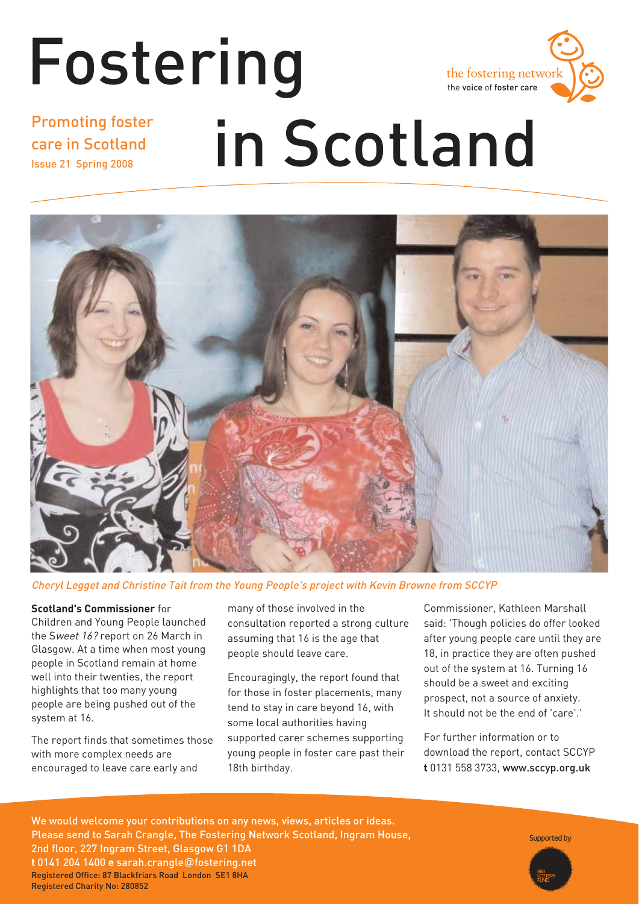# Fostering in Scotland

Promoting foster care in Scotland
Issue 21 Spring 2008

the fostering network
the voice of foster care

*Cheryl Legget and Christine Tait from the Young People's project with Kevin Browne from SCCYP*

**Scotland's Commissioner** for Children and Young People launched the S*weet 16?* report on 26 March in Glasgow. At a time when most young people in Scotland remain at home well into their twenties, the report highlights that too many young people are being pushed out of the system at 16.

The report finds that sometimes those with more complex needs are encouraged to leave care early and many of those involved in the consultation reported a strong culture assuming that 16 is the age that people should leave care.

Encouragingly, the report found that for those in foster placements, many tend to stay in care beyond 16, with some local authorities having supported carer schemes supporting young people in foster care past their 18th birthday.

Commissioner, Kathleen Marshall said: 'Though policies do offer looked after young people care until they are 18, in practice they are often pushed out of the system at 16. Turning 16 should be a sweet and exciting prospect, not a source of anxiety. It should not be the end of 'care'.'

For further information or to download the report, contact SCCYP **t** 0131 558 3733, www.sccyp.org.uk

We would welcome your contributions on any news, views, articles or ideas. Please send to Sarah Crangle, The Fostering Network Scotland, Ingram House, 2nd floor, 227 Ingram Street, Glasgow G1 1DA
**t** 0141 204 1400 **e** sarah.crangle@fostering.net
Registered Office: 87 Blackfriars Road London SE1 8HA
Registered Charity No: 280852

Supported by BIG LOTTERY FUND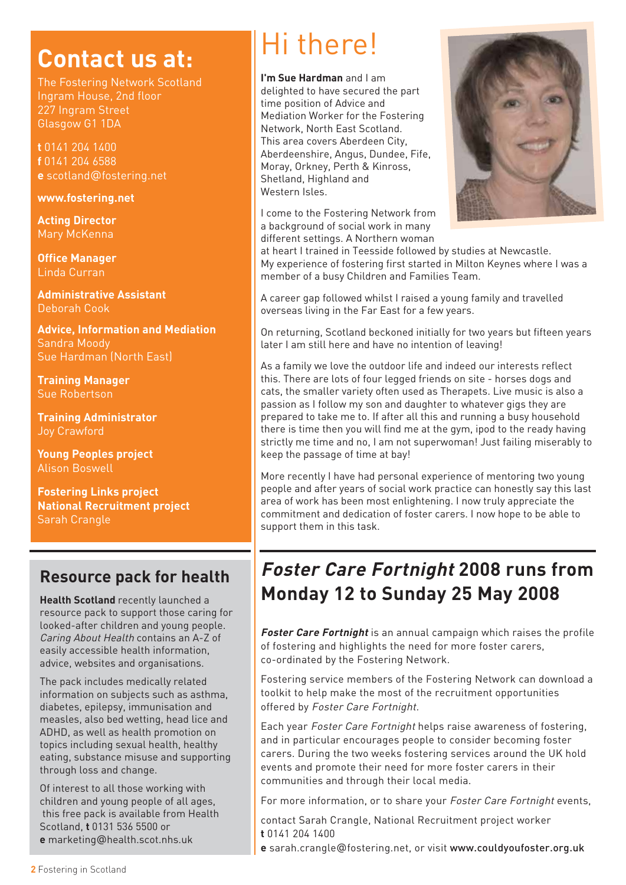# Contact us at:

The Fostering Network Scotland
Ingram House, 2nd floor
227 Ingram Street
Glasgow G1 1DA

**t** 0141 204 1400
**f** 0141 204 6588
**e** scotland@fostering.net

**www.fostering.net**

**Acting Director**
Mary McKenna

**Office Manager**
Linda Curran

**Administrative Assistant**
Deborah Cook

**Advice, Information and Mediation**
Sandra Moody
Sue Hardman (North East)

**Training Manager**
Sue Robertson

**Training Administrator**
Joy Crawford

**Young Peoples project**
Alison Boswell

**Fostering Links project**
**National Recruitment project**
Sarah Crangle

# Hi there!

**I'm Sue Hardman** and I am delighted to have secured the part time position of Advice and Mediation Worker for the Fostering Network, North East Scotland. This area covers Aberdeen City, Aberdeenshire, Angus, Dundee, Fife, Moray, Orkney, Perth & Kinross, Shetland, Highland and Western Isles.

I come to the Fostering Network from a background of social work in many different settings. A Northern woman at heart I trained in Teesside followed by studies at Newcastle. My experience of fostering first started in Milton Keynes where I was a member of a busy Children and Families Team.

A career gap followed whilst I raised a young family and travelled overseas living in the Far East for a few years.

On returning, Scotland beckoned initially for two years but fifteen years later I am still here and have no intention of leaving!

As a family we love the outdoor life and indeed our interests reflect this. There are lots of four legged friends on site - horses dogs and cats, the smaller variety often used as Therapets. Live music is also a passion as I follow my son and daughter to whatever gigs they are prepared to take me to. If after all this and running a busy household there is time then you will find me at the gym, ipod to the ready having strictly me time and no, I am not superwoman! Just failing miserably to keep the passage of time at bay!

More recently I have had personal experience of mentoring two young people and after years of social work practice can honestly say this last area of work has been most enlightening. I now truly appreciate the commitment and dedication of foster carers. I now hope to be able to support them in this task.

## Resource pack for health

**Health Scotland** recently launched a resource pack to support those caring for looked-after children and young people. *Caring About Health* contains an A-Z of easily accessible health information, advice, websites and organisations.

The pack includes medically related information on subjects such as asthma, diabetes, epilepsy, immunisation and measles, also bed wetting, head lice and ADHD, as well as health promotion on topics including sexual health, healthy eating, substance misuse and supporting through loss and change.

Of interest to all those working with children and young people of all ages, this free pack is available from Health Scotland, **t** 0131 536 5500 or **e** marketing@health.scot.nhs.uk

## *Foster Care Fortnight* 2008 runs from Monday 12 to Sunday 25 May 2008

***Foster Care Fortnight*** is an annual campaign which raises the profile of fostering and highlights the need for more foster carers, co-ordinated by the Fostering Network.

Fostering service members of the Fostering Network can download a toolkit to help make the most of the recruitment opportunities offered by *Foster Care Fortnight*.

Each year *Foster Care Fortnight* helps raise awareness of fostering, and in particular encourages people to consider becoming foster carers. During the two weeks fostering services around the UK hold events and promote their need for more foster carers in their communities and through their local media.

For more information, or to share your *Foster Care Fortnight* events,

contact Sarah Crangle, National Recruitment project worker
**t** 0141 204 1400
**e** sarah.crangle@fostering.net, or visit **www.couldyoufoster.org.uk**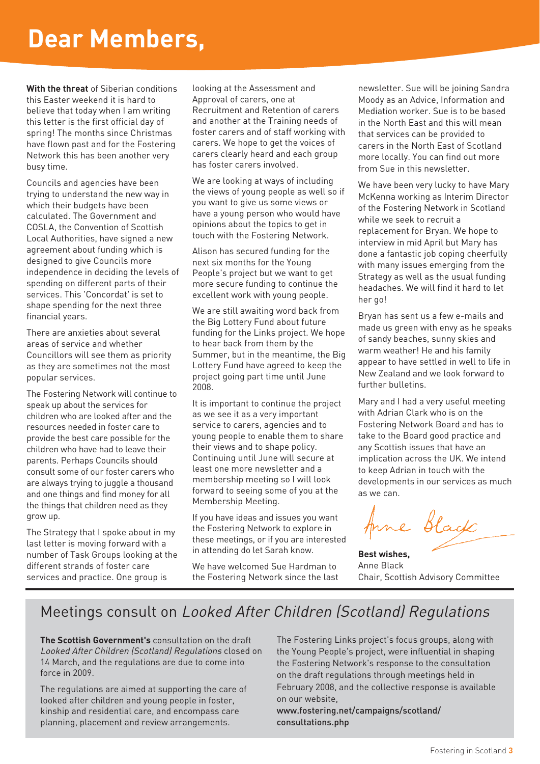# Dear Members,

**With the threat** of Siberian conditions this Easter weekend it is hard to believe that today when I am writing this letter is the first official day of spring! The months since Christmas have flown past and for the Fostering Network this has been another very busy time.

Councils and agencies have been trying to understand the new way in which their budgets have been calculated. The Government and COSLA, the Convention of Scottish Local Authorities, have signed a new agreement about funding which is designed to give Councils more independence in deciding the levels of spending on different parts of their services. This 'Concordat' is set to shape spending for the next three financial years.

There are anxieties about several areas of service and whether Councillors will see them as priority as they are sometimes not the most popular services.

The Fostering Network will continue to speak up about the services for children who are looked after and the resources needed in foster care to provide the best care possible for the children who have had to leave their parents. Perhaps Councils should consult some of our foster carers who are always trying to juggle a thousand and one things and find money for all the things that children need as they grow up.

The Strategy that I spoke about in my last letter is moving forward with a number of Task Groups looking at the different strands of foster care services and practice. One group is looking at the Assessment and Approval of carers, one at Recruitment and Retention of carers and another at the Training needs of foster carers and of staff working with carers. We hope to get the voices of carers clearly heard and each group has foster carers involved.

We are looking at ways of including the views of young people as well so if you want to give us some views or have a young person who would have opinions about the topics to get in touch with the Fostering Network.

Alison has secured funding for the next six months for the Young People's project but we want to get more secure funding to continue the excellent work with young people.

We are still awaiting word back from the Big Lottery Fund about future funding for the Links project. We hope to hear back from them by the Summer, but in the meantime, the Big Lottery Fund have agreed to keep the project going part time until June 2008.

It is important to continue the project as we see it as a very important service to carers, agencies and to young people to enable them to share their views and to shape policy. Continuing until June will secure at least one more newsletter and a membership meeting so I will look forward to seeing some of you at the Membership Meeting.

If you have ideas and issues you want the Fostering Network to explore in these meetings, or if you are interested in attending do let Sarah know.

We have welcomed Sue Hardman to the Fostering Network since the last newsletter. Sue will be joining Sandra Moody as an Advice, Information and Mediation worker. Sue is to be based in the North East and this will mean that services can be provided to carers in the North East of Scotland more locally. You can find out more from Sue in this newsletter.

We have been very lucky to have Mary McKenna working as Interim Director of the Fostering Network in Scotland while we seek to recruit a replacement for Bryan. We hope to interview in mid April but Mary has done a fantastic job coping cheerfully with many issues emerging from the Strategy as well as the usual funding headaches. We will find it hard to let her go!

Bryan has sent us a few e-mails and made us green with envy as he speaks of sandy beaches, sunny skies and warm weather! He and his family appear to have settled in well to life in New Zealand and we look forward to further bulletins.

Mary and I had a very useful meeting with Adrian Clark who is on the Fostering Network Board and has to take to the Board good practice and any Scottish issues that have an implication across the UK. We intend to keep Adrian in touch with the developments in our services as much as we can.

Anne Black

**Best wishes,**
Anne Black
Chair, Scottish Advisory Committee

## Meetings consult on *Looked After Children (Scotland) Regulations*

**The Scottish Government's** consultation on the draft *Looked After Children (Scotland) Regulations* closed on 14 March, and the regulations are due to come into force in 2009.

The regulations are aimed at supporting the care of looked after children and young people in foster, kinship and residential care, and encompass care planning, placement and review arrangements.

The Fostering Links project's focus groups, along with the Young People's project, were influential in shaping the Fostering Network's response to the consultation on the draft regulations through meetings held in February 2008, and the collective response is available on our website,
**www.fostering.net/campaigns/scotland/consultations.php**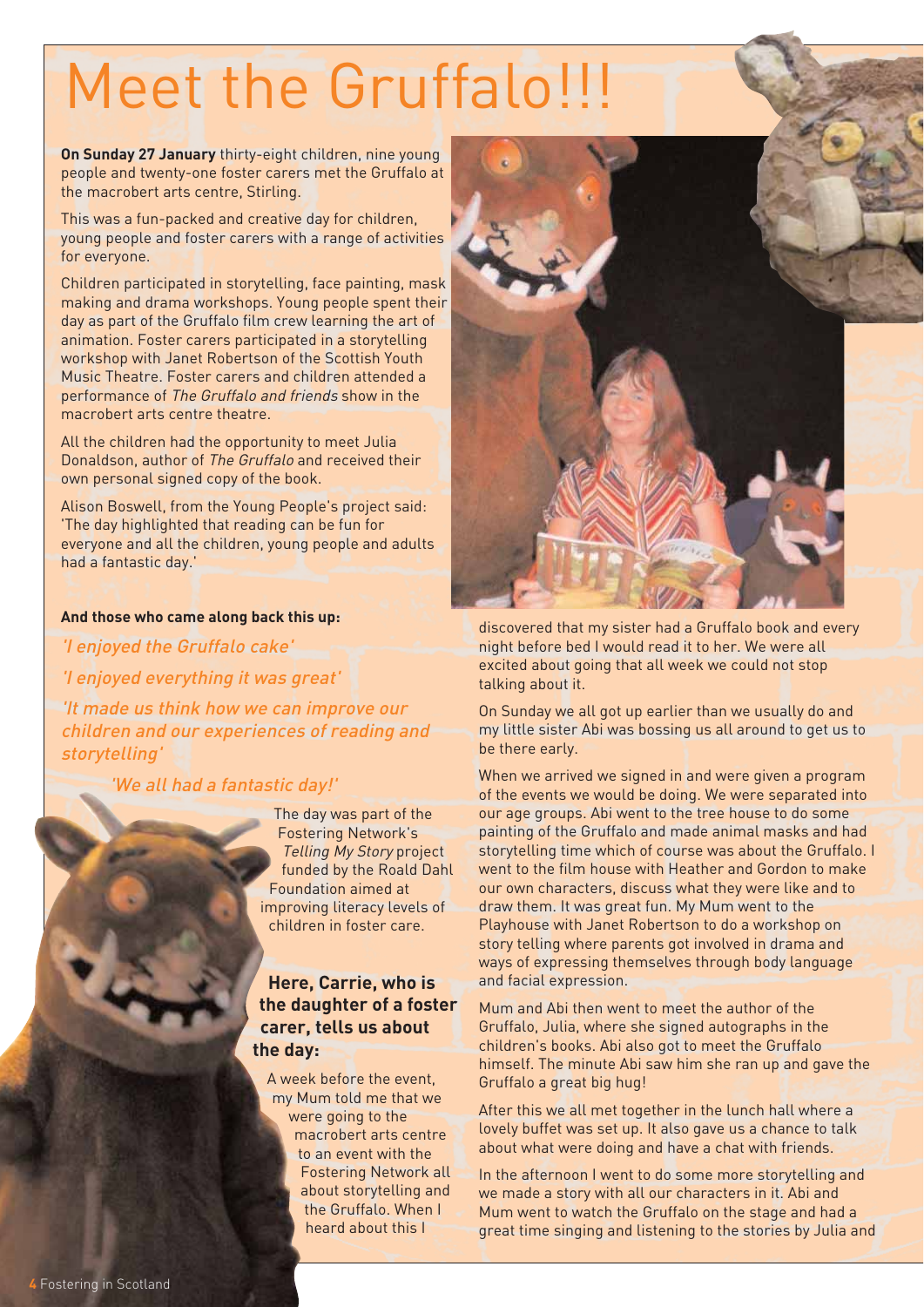# Meet the Gruffalo!!!

**On Sunday 27 January** thirty-eight children, nine young people and twenty-one foster carers met the Gruffalo at the macrobert arts centre, Stirling.

This was a fun-packed and creative day for children, young people and foster carers with a range of activities for everyone.

Children participated in storytelling, face painting, mask making and drama workshops. Young people spent their day as part of the Gruffalo film crew learning the art of animation. Foster carers participated in a storytelling workshop with Janet Robertson of the Scottish Youth Music Theatre. Foster carers and children attended a performance of *The Gruffalo and friends* show in the macrobert arts centre theatre.

All the children had the opportunity to meet Julia Donaldson, author of *The Gruffalo* and received their own personal signed copy of the book.

Alison Boswell, from the Young People's project said: 'The day highlighted that reading can be fun for everyone and all the children, young people and adults had a fantastic day.'

**And those who came along back this up:**

*'I enjoyed the Gruffalo cake'*

*'I enjoyed everything it was great'*

*'It made us think how we can improve our children and our experiences of reading and storytelling'*

*'We all had a fantastic day!'*

The day was part of the Fostering Network's *Telling My Story* project funded by the Roald Dahl Foundation aimed at improving literacy levels of children in foster care.

**Here, Carrie, who is the daughter of a foster carer, tells us about the day:**

A week before the event, my Mum told me that we were going to the macrobert arts centre to an event with the Fostering Network all about storytelling and the Gruffalo. When I heard about this I discovered that my sister had a Gruffalo book and every night before bed I would read it to her. We were all excited about going that all week we could not stop talking about it.

On Sunday we all got up earlier than we usually do and my little sister Abi was bossing us all around to get us to be there early.

When we arrived we signed in and were given a program of the events we would be doing. We were separated into our age groups. Abi went to the tree house to do some painting of the Gruffalo and made animal masks and had storytelling time which of course was about the Gruffalo. I went to the film house with Heather and Gordon to make our own characters, discuss what they were like and to draw them. It was great fun. My Mum went to the Playhouse with Janet Robertson to do a workshop on story telling where parents got involved in drama and ways of expressing themselves through body language and facial expression.

Mum and Abi then went to meet the author of the Gruffalo, Julia, where she signed autographs in the children's books. Abi also got to meet the Gruffalo himself. The minute Abi saw him she ran up and gave the Gruffalo a great big hug!

After this we all met together in the lunch hall where a lovely buffet was set up. It also gave us a chance to talk about what were doing and have a chat with friends.

In the afternoon I went to do some more storytelling and we made a story with all our characters in it. Abi and Mum went to watch the Gruffalo on the stage and had a great time singing and listening to the stories by Julia and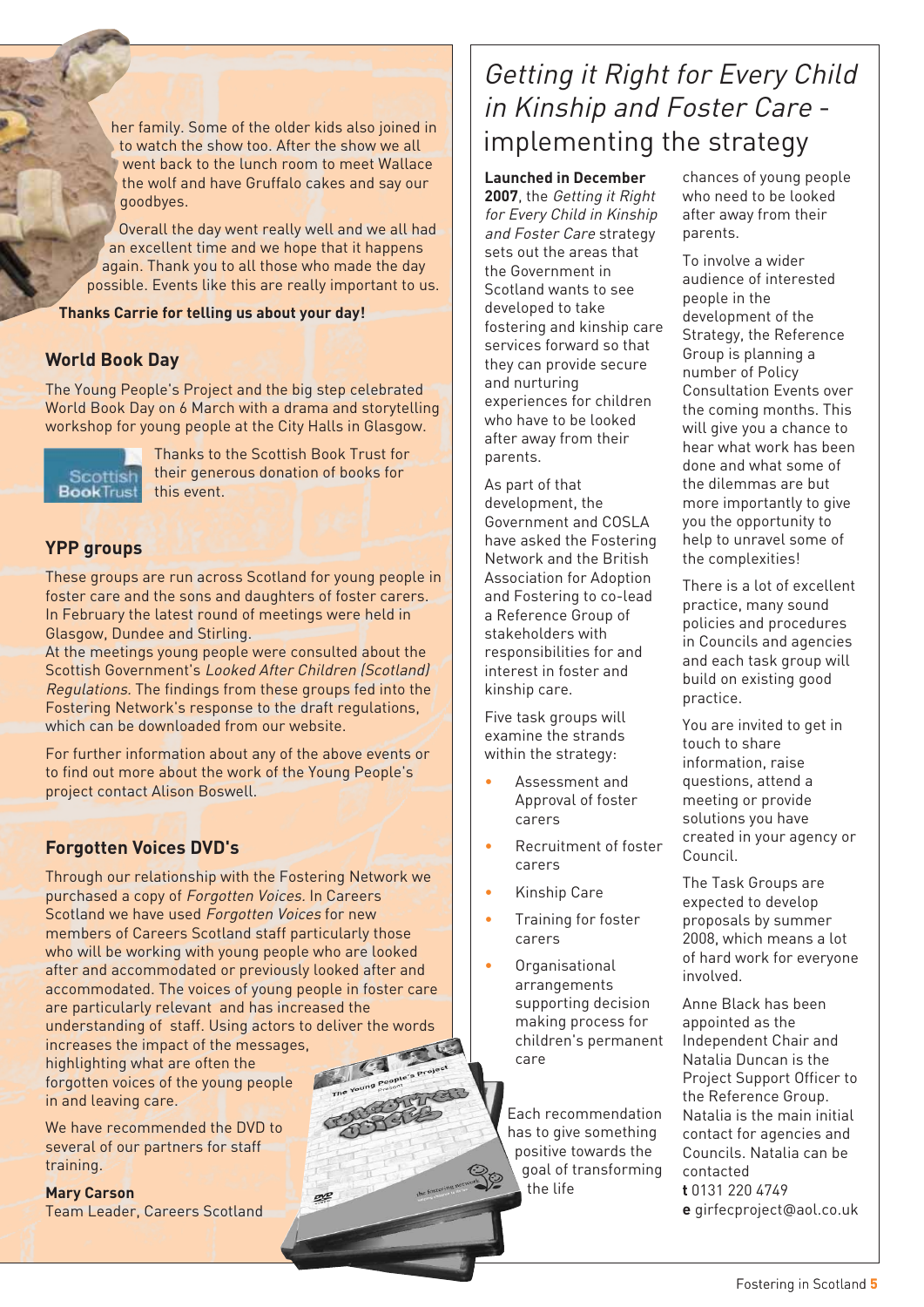her family. Some of the older kids also joined in to watch the show too. After the show we all went back to the lunch room to meet Wallace the wolf and have Gruffalo cakes and say our goodbyes.

Overall the day went really well and we all had an excellent time and we hope that it happens again. Thank you to all those who made the day possible. Events like this are really important to us.

**Thanks Carrie for telling us about your day!**

## World Book Day

The Young People's Project and the big step celebrated World Book Day on 6 March with a drama and storytelling workshop for young people at the City Halls in Glasgow.

Thanks to the Scottish Book Trust for their generous donation of books for this event.

## YPP groups

These groups are run across Scotland for young people in foster care and the sons and daughters of foster carers. In February the latest round of meetings were held in Glasgow, Dundee and Stirling.
At the meetings young people were consulted about the Scottish Government's *Looked After Children (Scotland) Regulations.* The findings from these groups fed into the Fostering Network's response to the draft regulations, which can be downloaded from our website.

For further information about any of the above events or to find out more about the work of the Young People's project contact Alison Boswell.

## Forgotten Voices DVD's

Through our relationship with the Fostering Network we purchased a copy of *Forgotten Voices*. In Careers Scotland we have used *Forgotten Voices* for new members of Careers Scotland staff particularly those who will be working with young people who are looked after and accommodated or previously looked after and accommodated. The voices of young people in foster care are particularly relevant and has increased the understanding of staff. Using actors to deliver the words increases the impact of the messages, highlighting what are often the forgotten voices of the young people in and leaving care.

We have recommended the DVD to several of our partners for staff training.

**Mary Carson**
Team Leader, Careers Scotland

# *Getting it Right for Every Child in Kinship and Foster Care* - implementing the strategy

**Launched in December 2007**, the *Getting it Right for Every Child in Kinship and Foster Care* strategy sets out the areas that the Government in Scotland wants to see developed to take fostering and kinship care services forward so that they can provide secure and nurturing experiences for children who have to be looked after away from their parents.

As part of that development, the Government and COSLA have asked the Fostering Network and the British Association for Adoption and Fostering to co-lead a Reference Group of stakeholders with responsibilities for and interest in foster and kinship care.

Five task groups will examine the strands within the strategy:

- Assessment and Approval of foster carers
- Recruitment of foster carers
- Kinship Care
- Training for foster carers
- Organisational arrangements supporting decision making process for children's permanent care

Each recommendation has to give something positive towards the goal of transforming the life chances of young people who need to be looked after away from their parents.

To involve a wider audience of interested people in the development of the Strategy, the Reference Group is planning a number of Policy Consultation Events over the coming months. This will give you a chance to hear what work has been done and what some of the dilemmas are but more importantly to give you the opportunity to help to unravel some of the complexities!

There is a lot of excellent practice, many sound policies and procedures in Councils and agencies and each task group will build on existing good practice.

You are invited to get in touch to share information, raise questions, attend a meeting or provide solutions you have created in your agency or Council.

The Task Groups are expected to develop proposals by summer 2008, which means a lot of hard work for everyone involved.

Anne Black has been appointed as the Independent Chair and Natalia Duncan is the Project Support Officer to the Reference Group. Natalia is the main initial contact for agencies and Councils. Natalia can be contacted
**t** 0131 220 4749
**e** girfecproject@aol.co.uk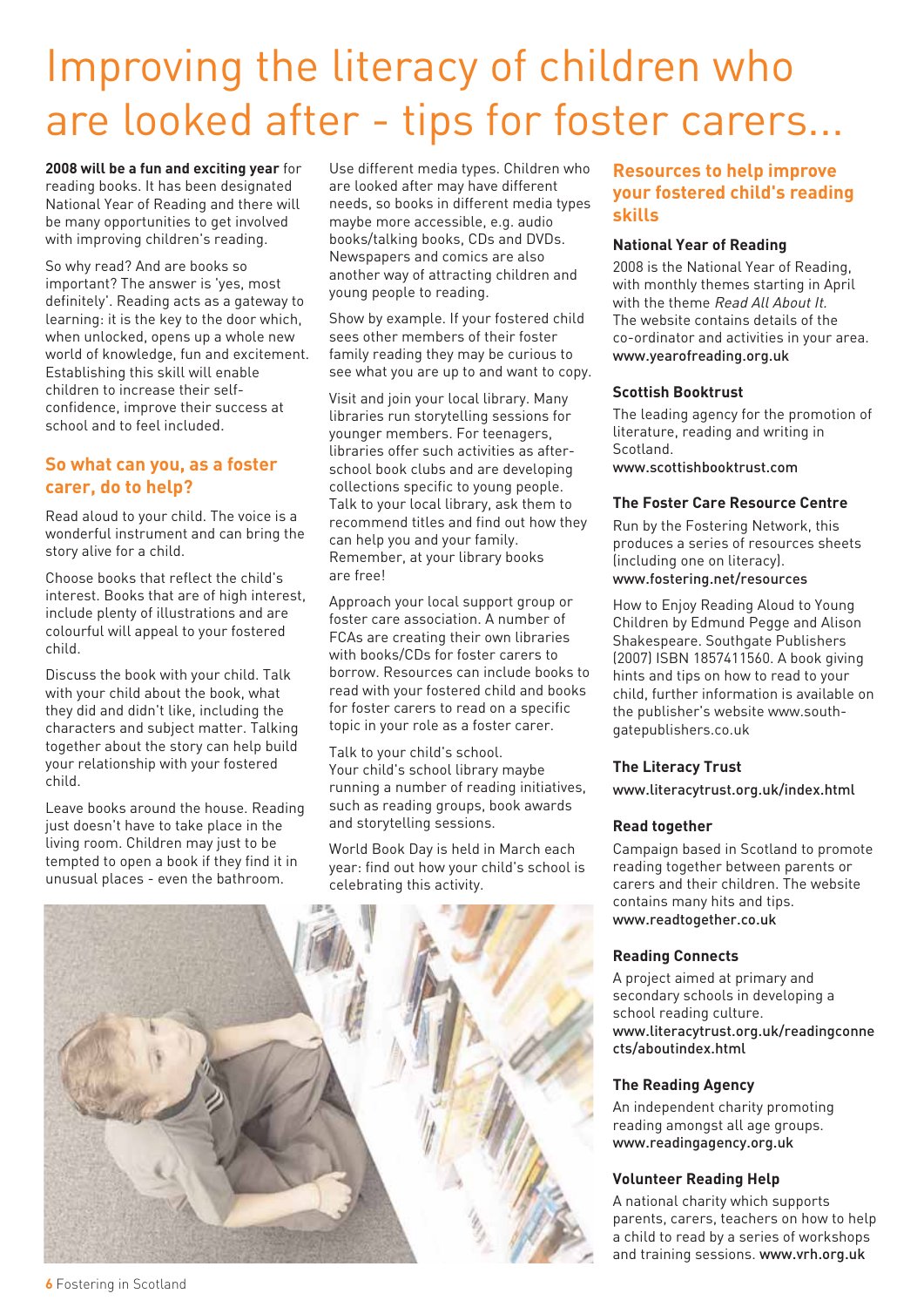# Improving the literacy of children who are looked after - tips for foster carers...

**2008 will be a fun and exciting year** for reading books. It has been designated National Year of Reading and there will be many opportunities to get involved with improving children's reading.

So why read? And are books so important? The answer is 'yes, most definitely'. Reading acts as a gateway to learning: it is the key to the door which, when unlocked, opens up a whole new world of knowledge, fun and excitement. Establishing this skill will enable children to increase their self-confidence, improve their success at school and to feel included.

## So what can you, as a foster carer, do to help?

Read aloud to your child. The voice is a wonderful instrument and can bring the story alive for a child.

Choose books that reflect the child's interest. Books that are of high interest, include plenty of illustrations and are colourful will appeal to your fostered child.

Discuss the book with your child. Talk with your child about the book, what they did and didn't like, including the characters and subject matter. Talking together about the story can help build your relationship with your fostered child.

Leave books around the house. Reading just doesn't have to take place in the living room. Children may just to be tempted to open a book if they find it in unusual places - even the bathroom.

Use different media types. Children who are looked after may have different needs, so books in different media types maybe more accessible, e.g. audio books/talking books, CDs and DVDs. Newspapers and comics are also another way of attracting children and young people to reading.

Show by example. If your fostered child sees other members of their foster family reading they may be curious to see what you are up to and want to copy.

Visit and join your local library. Many libraries run storytelling sessions for younger members. For teenagers, libraries offer such activities as after-school book clubs and are developing collections specific to young people. Talk to your local library, ask them to recommend titles and find out how they can help you and your family. Remember, at your library books are free!

Approach your local support group or foster care association. A number of FCAs are creating their own libraries with books/CDs for foster carers to borrow. Resources can include books to read with your fostered child and books for foster carers to read on a specific topic in your role as a foster carer.

Talk to your child's school. Your child's school library maybe running a number of reading initiatives, such as reading groups, book awards and storytelling sessions.

World Book Day is held in March each year: find out how your child's school is celebrating this activity.

## Resources to help improve your fostered child's reading skills

### National Year of Reading

2008 is the National Year of Reading, with monthly themes starting in April with the theme *Read All About It*. The website contains details of the co-ordinator and activities in your area.
www.yearofreading.org.uk

### Scottish Booktrust

The leading agency for the promotion of literature, reading and writing in Scotland.
www.scottishbooktrust.com

### The Foster Care Resource Centre

Run by the Fostering Network, this produces a series of resources sheets (including one on literacy).
www.fostering.net/resources

How to Enjoy Reading Aloud to Young Children by Edmund Pegge and Alison Shakespeare. Southgate Publishers (2007) ISBN 1857411560. A book giving hints and tips on how to read to your child, further information is available on the publisher's website www.south-gatepublishers.co.uk

### The Literacy Trust

www.literacytrust.org.uk/index.html

### Read together

Campaign based in Scotland to promote reading together between parents or carers and their children. The website contains many hits and tips.
www.readtogether.co.uk

### Reading Connects

A project aimed at primary and secondary schools in developing a school reading culture.
www.literacytrust.org.uk/readingconnects/aboutindex.html

### The Reading Agency

An independent charity promoting reading amongst all age groups.
www.readingagency.org.uk

### Volunteer Reading Help

A national charity which supports parents, carers, teachers on how to help a child to read by a series of workshops and training sessions. www.vrh.org.uk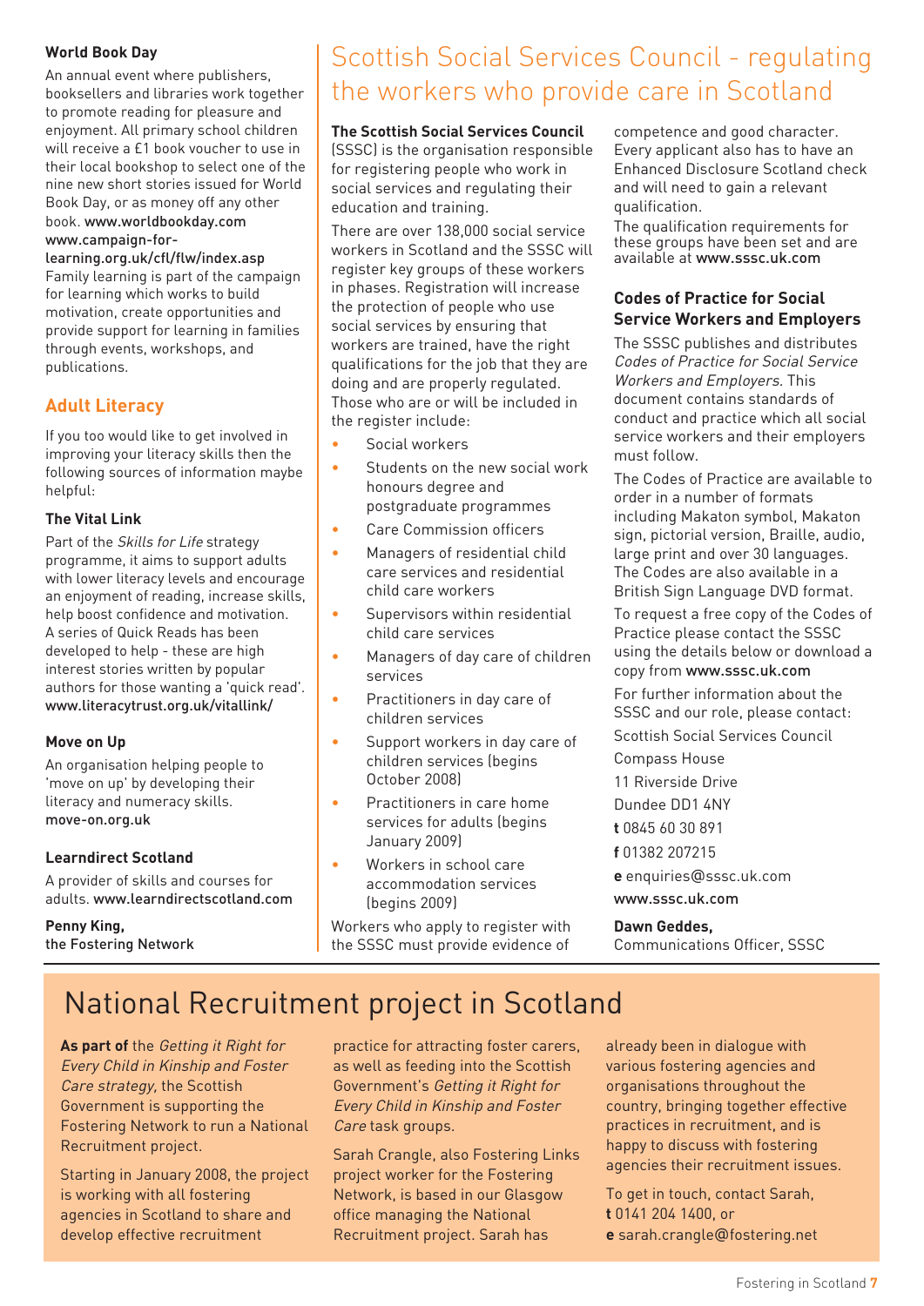### World Book Day

An annual event where publishers, booksellers and libraries work together to promote reading for pleasure and enjoyment. All primary school children will receive a £1 book voucher to use in their local bookshop to select one of the nine new short stories issued for World Book Day, or as money off any other book. www.worldbookday.com

www.campaign-for-learning.org.uk/cfl/flw/index.asp

Family learning is part of the campaign for learning which works to build motivation, create opportunities and provide support for learning in families through events, workshops, and publications.

## Adult Literacy

If you too would like to get involved in improving your literacy skills then the following sources of information maybe helpful:

### The Vital Link

Part of the *Skills for Life* strategy programme, it aims to support adults with lower literacy levels and encourage an enjoyment of reading, increase skills, help boost confidence and motivation. A series of Quick Reads has been developed to help - these are high interest stories written by popular authors for those wanting a 'quick read'. www.literacytrust.org.uk/vitallink/

### Move on Up

An organisation helping people to 'move on up' by developing their literacy and numeracy skills. move-on.org.uk

### Learndirect Scotland

A provider of skills and courses for adults. www.learndirectscotland.com

**Penny King,**
**the Fostering Network**

# Scottish Social Services Council - regulating the workers who provide care in Scotland

**The Scottish Social Services Council** (SSSC) is the organisation responsible for registering people who work in social services and regulating their education and training.

There are over 138,000 social service workers in Scotland and the SSSC will register key groups of these workers in phases. Registration will increase the protection of people who use social services by ensuring that workers are trained, have the right qualifications for the job that they are doing and are properly regulated. Those who are or will be included in the register include:

- Social workers
- Students on the new social work honours degree and postgraduate programmes
- Care Commission officers
- Managers of residential child care services and residential child care workers
- Supervisors within residential child care services
- Managers of day care of children services
- Practitioners in day care of children services
- Support workers in day care of children services (begins October 2008)
- Practitioners in care home services for adults (begins January 2009)
- Workers in school care accommodation services (begins 2009)

Workers who apply to register with the SSSC must provide evidence of competence and good character. Every applicant also has to have an Enhanced Disclosure Scotland check and will need to gain a relevant qualification.

The qualification requirements for these groups have been set and are available at www.sssc.uk.com

### Codes of Practice for Social Service Workers and Employers

The SSSC publishes and distributes *Codes of Practice for Social Service Workers and Employers.* This document contains standards of conduct and practice which all social service workers and their employers must follow.

The Codes of Practice are available to order in a number of formats including Makaton symbol, Makaton sign, pictorial version, Braille, audio, large print and over 30 languages. The Codes are also available in a British Sign Language DVD format.

To request a free copy of the Codes of Practice please contact the SSSC using the details below or download a copy from www.sssc.uk.com

For further information about the SSSC and our role, please contact:

Scottish Social Services Council
Compass House
11 Riverside Drive
Dundee DD1 4NY
**t** 0845 60 30 891
**f** 01382 207215
**e** enquiries@sssc.uk.com
www.sssc.uk.com

**Dawn Geddes,**
Communications Officer, SSSC

# National Recruitment project in Scotland

**As part of** the *Getting it Right for Every Child in Kinship and Foster Care strategy*, the Scottish Government is supporting the Fostering Network to run a National Recruitment project.

Starting in January 2008, the project is working with all fostering agencies in Scotland to share and develop effective recruitment practice for attracting foster carers, as well as feeding into the Scottish Government's *Getting it Right for Every Child in Kinship and Foster Care* task groups.

Sarah Crangle, also Fostering Links project worker for the Fostering Network, is based in our Glasgow office managing the National Recruitment project. Sarah has already been in dialogue with various fostering agencies and organisations throughout the country, bringing together effective practices in recruitment, and is happy to discuss with fostering agencies their recruitment issues.

To get in touch, contact Sarah,
**t** 0141 204 1400, or
**e** sarah.crangle@fostering.net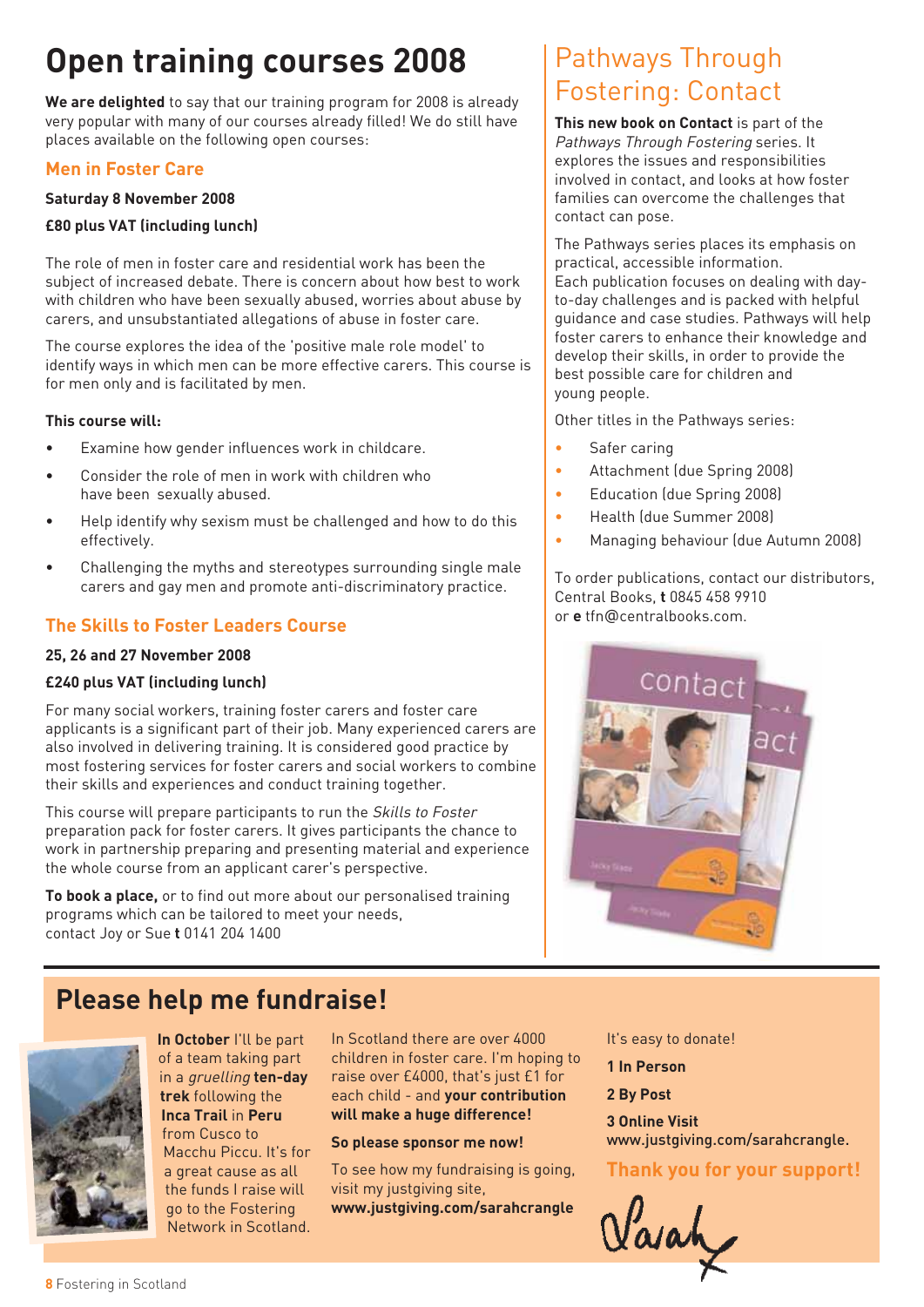# Open training courses 2008

**We are delighted** to say that our training program for 2008 is already very popular with many of our courses already filled! We do still have places available on the following open courses:

## Men in Foster Care

**Saturday 8 November 2008**

**£80 plus VAT (including lunch)**

The role of men in foster care and residential work has been the subject of increased debate. There is concern about how best to work with children who have been sexually abused, worries about abuse by carers, and unsubstantiated allegations of abuse in foster care.

The course explores the idea of the 'positive male role model' to identify ways in which men can be more effective carers. This course is for men only and is facilitated by men.

**This course will:**

- Examine how gender influences work in childcare.
- Consider the role of men in work with children who have been sexually abused.
- Help identify why sexism must be challenged and how to do this effectively.
- Challenging the myths and stereotypes surrounding single male carers and gay men and promote anti-discriminatory practice.

## The Skills to Foster Leaders Course

**25, 26 and 27 November 2008**

**£240 plus VAT (including lunch)**

For many social workers, training foster carers and foster care applicants is a significant part of their job. Many experienced carers are also involved in delivering training. It is considered good practice by most fostering services for foster carers and social workers to combine their skills and experiences and conduct training together.

This course will prepare participants to run the *Skills to Foster* preparation pack for foster carers. It gives participants the chance to work in partnership preparing and presenting material and experience the whole course from an applicant carer's perspective.

**To book a place,** or to find out more about our personalised training programs which can be tailored to meet your needs, contact Joy or Sue **t** 0141 204 1400

# Pathways Through Fostering: Contact

**This new book on Contact** is part of the *Pathways Through Fostering* series. It explores the issues and responsibilities involved in contact, and looks at how foster families can overcome the challenges that contact can pose.

The Pathways series places its emphasis on practical, accessible information. Each publication focuses on dealing with day-to-day challenges and is packed with helpful guidance and case studies. Pathways will help foster carers to enhance their knowledge and develop their skills, in order to provide the best possible care for children and young people.

Other titles in the Pathways series:

- Safer caring
- Attachment (due Spring 2008)
- Education (due Spring 2008)
- Health (due Summer 2008)
- Managing behaviour (due Autumn 2008)

To order publications, contact our distributors, Central Books, **t** 0845 458 9910 or **e** tfn@centralbooks.com.

# Please help me fundraise!

**In October** I'll be part of a team taking part in a *gruelling* **ten-day trek** following the **Inca Trail** in **Peru** from Cusco to Macchu Piccu. It's for a great cause as all the funds I raise will go to the Fostering Network in Scotland.

In Scotland there are over 4000 children in foster care. I'm hoping to raise over £4000, that's just £1 for each child - and **your contribution will make a huge difference!**

**So please sponsor me now!**

To see how my fundraising is going, visit my justgiving site, **www.justgiving.com/sarahcrangle**

It's easy to donate!

**1 In Person**

**2 By Post**

**3 Online Visit** www.justgiving.com/sarahcrangle.

**Thank you for your support!**

Sarah